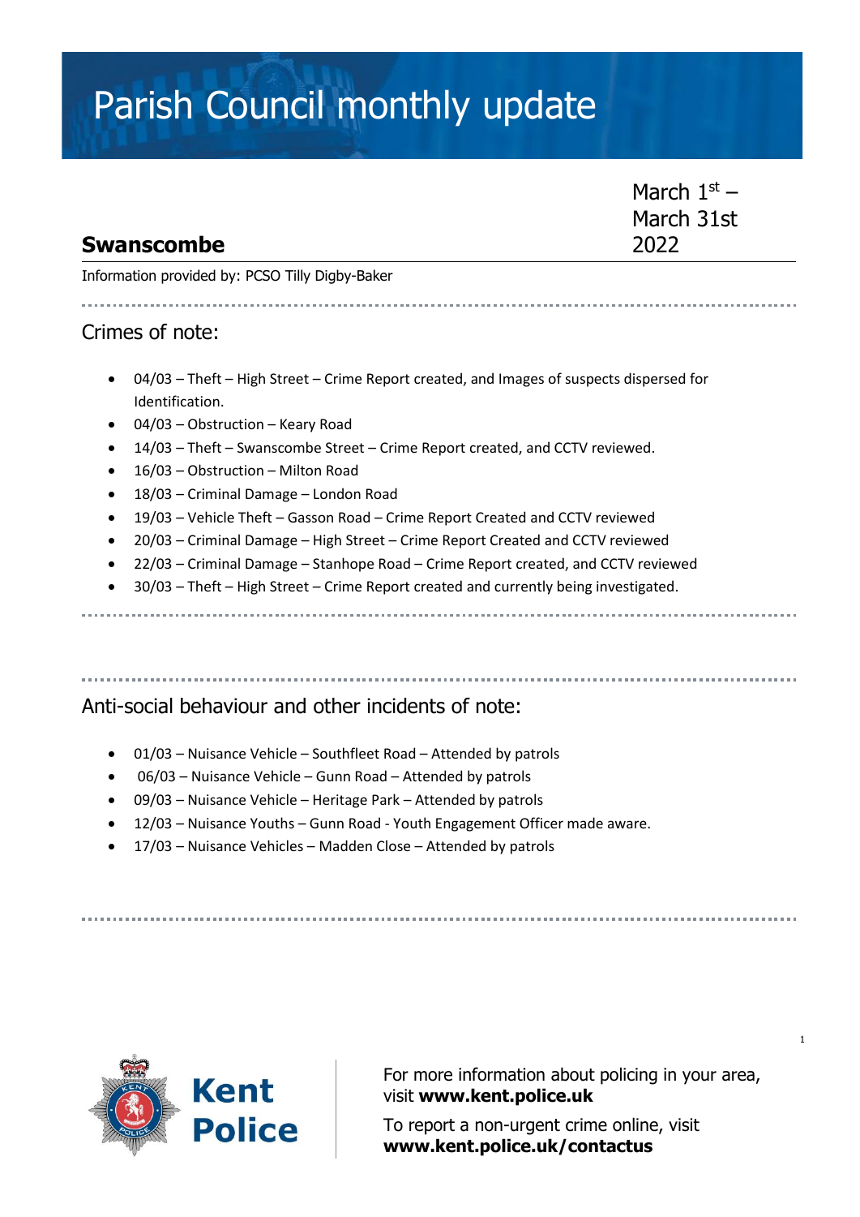# Parish Council monthly update

## Swanscombe

March 1st – March 31st 2022

Information provided by: PCSO Tilly Digby-Baker

## Crimes of note:

- 04/03 – Theft – High Street – Crime Report created, and Images of suspects dispersed for Identification.
- 04/03 – Obstruction – Keary Road
- 14/03 – Theft – Swanscombe Street – Crime Report created, and CCTV reviewed.
- 16/03 – Obstruction – Milton Road
- 18/03 – Criminal Damage – London Road
- 19/03 – Vehicle Theft – Gasson Road – Crime Report Created and CCTV reviewed
- 20/03 – Criminal Damage – High Street – Crime Report Created and CCTV reviewed
- 22/03 – Criminal Damage – Stanhope Road – Crime Report created, and CCTV reviewed
- 30/03 – Theft – High Street – Crime Report created and currently being investigated.

## Anti-social behaviour and other incidents of note:

- 01/03 – Nuisance Vehicle – Southfleet Road – Attended by patrols
- 06/03 – Nuisance Vehicle – Gunn Road – Attended by patrols
- 09/03 – Nuisance Vehicle – Heritage Park – Attended by patrols
- 12/03 – Nuisance Youths – Gunn Road - Youth Engagement Officer made aware.
- 17/03 – Nuisance Vehicles – Madden Close – Attended by patrols

Kent Police

For more information about policing in your area, visit **www.kent.police.uk**

To report a non-urgent crime online, visit **www.kent.police.uk/contactus**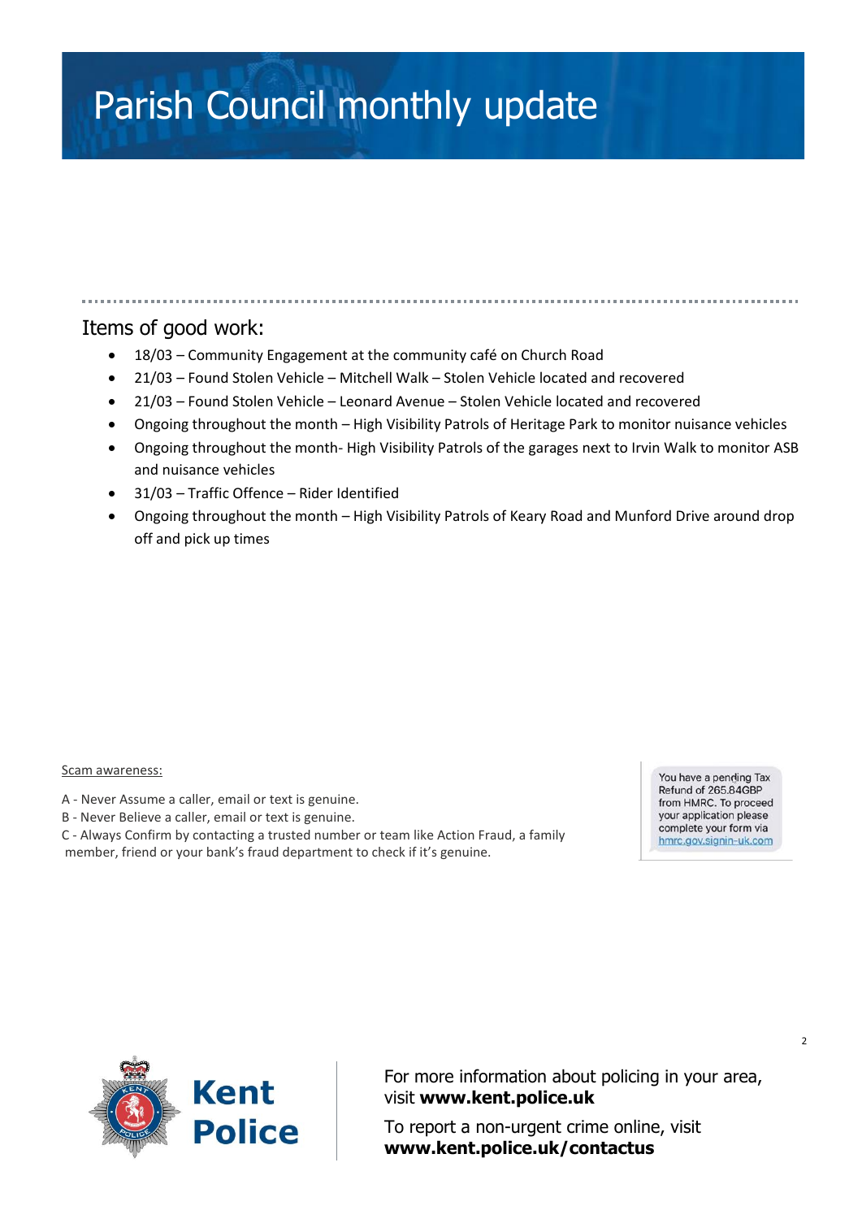# Parish Council monthly update

## Items of good work:

- 18/03 – Community Engagement at the community café on Church Road
- 21/03 – Found Stolen Vehicle – Mitchell Walk – Stolen Vehicle located and recovered
- 21/03 – Found Stolen Vehicle – Leonard Avenue – Stolen Vehicle located and recovered
- Ongoing throughout the month – High Visibility Patrols of Heritage Park to monitor nuisance vehicles
- Ongoing throughout the month- High Visibility Patrols of the garages next to Irvin Walk to monitor ASB and nuisance vehicles
- 31/03 – Traffic Offence – Rider Identified
- Ongoing throughout the month – High Visibility Patrols of Keary Road and Munford Drive around drop off and pick up times

Scam awareness:

A - Never Assume a caller, email or text is genuine.
B - Never Believe a caller, email or text is genuine.
C - Always Confirm by contacting a trusted number or team like Action Fraud, a family member, friend or your bank's fraud department to check if it's genuine.

You have a pending Tax Refund of 265.84GBP from HMRC. To proceed your application please complete your form via hmrc.gov.signin-uk.com

Kent Police

For more information about policing in your area, visit **www.kent.police.uk**

To report a non-urgent crime online, visit **www.kent.police.uk/contactus**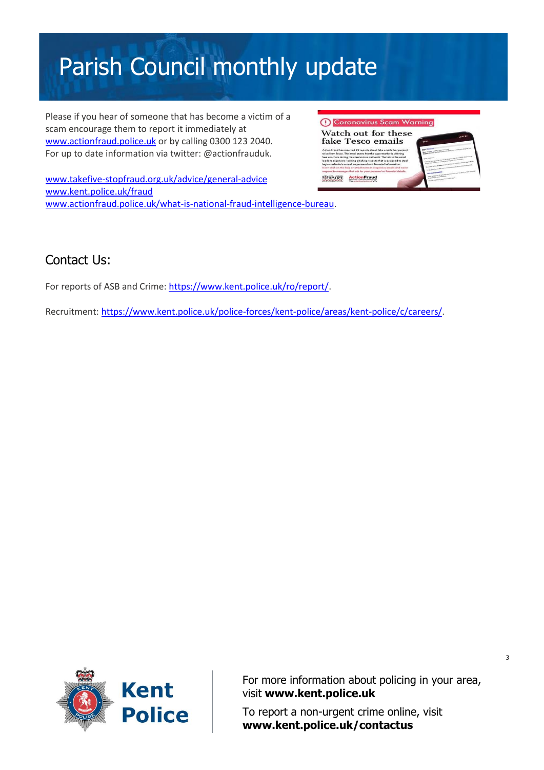# Parish Council monthly update

Please if you hear of someone that has become a victim of a scam encourage them to report it immediately at www.actionfraud.police.uk or by calling 0300 123 2040. For up to date information via twitter: @actionfrauduk.

www.takefive-stopfraud.org.uk/advice/general-advice
www.kent.police.uk/fraud
www.actionfraud.police.uk/what-is-national-fraud-intelligence-bureau.

## Contact Us:

For reports of ASB and Crime: https://www.kent.police.uk/ro/report/.

Recruitment: https://www.kent.police.uk/police-forces/kent-police/areas/kent-police/c/careers/.

Kent Police

For more information about policing in your area, visit **www.kent.police.uk**

To report a non-urgent crime online, visit **www.kent.police.uk/contactus**